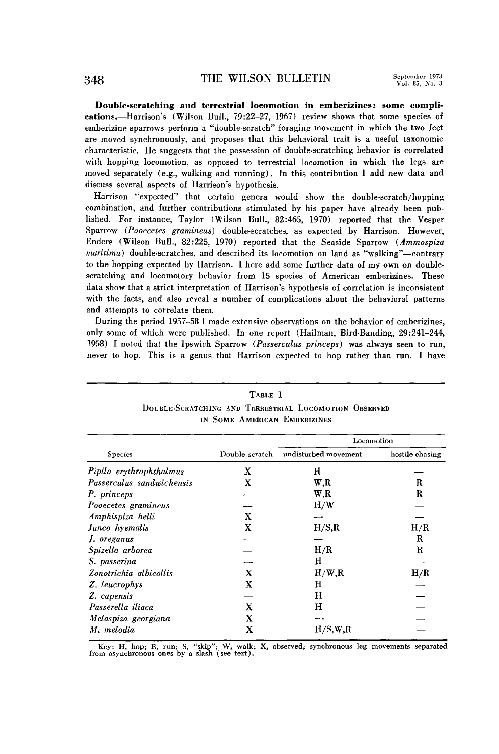**Double-scratching and terrestrial locomotion in emberizines: some complications.**—Harrison's (Wilson Bull., 79:22–27, 1967) review shows that some species of emberizine sparrows perform a "double-scratch" foraging movement in which the two feet are moved synchronously, and proposes that this behavioral trait is a useful taxonomic characteristic. He suggests that the possession of double-scratching behavior is correlated with hopping locomotion, as opposed to terrestrial locomotion in which the legs are moved separately (e.g., walking and running). In this contribution I add new data and discuss several aspects of Harrison's hypothesis.

Harrison "expected" that certain genera would show the double-scratch/hopping combination, and further contributions stimulated by his paper have already been published. For instance, Taylor (Wilson Bull., 82:465, 1970) reported that the Vesper Sparrow (*Pooecetes gramineus*) double-scratches, as expected by Harrison. However, Enders (Wilson Bull., 82:225, 1970) reported that the Seaside Sparrow (*Ammospiza maritima*) double-scratches, and described its locomotion on land as "walking"—contrary to the hopping expected by Harrison. I here add some further data of my own on double-scratching and locomotory behavior from 15 species of American emberizines. These data show that a strict interpretation of Harrison's hypothesis of correlation is inconsistent with the facts, and also reveal a number of complications about the behavioral patterns and attempts to correlate them.

During the period 1957–58 I made extensive observations on the behavior of emberizines, only some of which were published. In one report (Hailman, Bird-Banding, 29:241–244, 1958) I noted that the Ipswich Sparrow (*Passerculus princeps*) was always seen to run, never to hop. This is a genus that Harrison expected to hop rather than run. I have

TABLE 1
DOUBLE-SCRATCHING AND TERRESTRIAL LOCOMOTION OBSERVED IN SOME AMERICAN EMBERIZINES

| Species | Double-scratch | Locomotion | |
|---|---|---|---|
| | | undisturbed movement | hostile chasing |
| *Pipilo erythrophthalmus* | X | H | — |
| *Passerculus sandwichensis* | X | W,R | R |
| *P. princeps* | — | W,R | R |
| *Pooecetes gramineus* | — | H/W | — |
| *Amphispiza belli* | X | — | — |
| *Junco hyemalis* | X | H/S,R | H/R |
| *J. oreganus* | — | — | R |
| *Spizella arborea* | — | H/R | R |
| *S. passerina* | — | H | — |
| *Zonotrichia albicollis* | X | H/W,R | H/R |
| *Z. leucrophys* | X | H | — |
| *Z. capensis* | — | H | — |
| *Passerella iliaca* | X | H | — |
| *Melospiza georgiana* | X | — | — |
| *M. melodia* | X | H/S,W,R | — |

Key: H, hop; R, run; S, "skip"; W, walk; X, observed; synchronous leg movements separated from asynchronous ones by a slash (see text).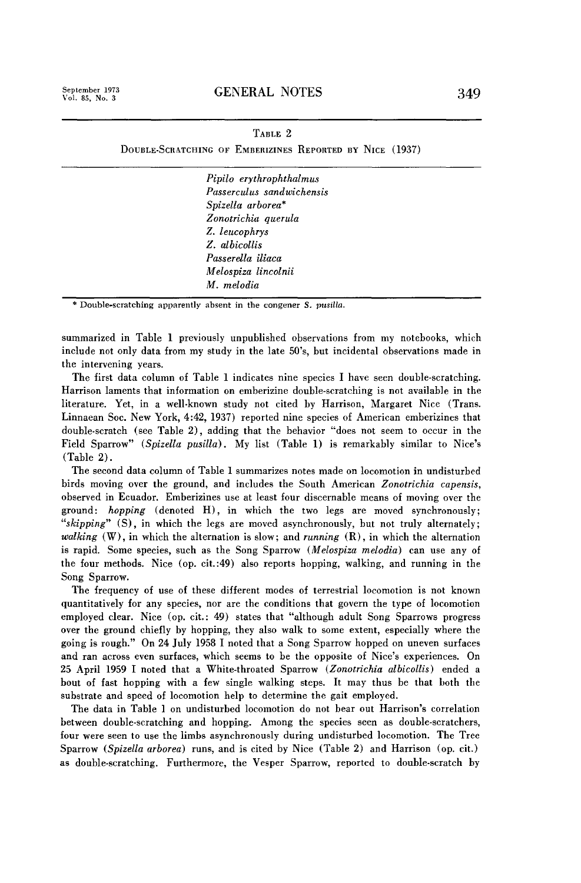TABLE 2

DOUBLE-SCRATCHING OF EMBERIZINES REPORTED BY NICE (1937)

| |
|---|
| *Pipilo erythrophthalmus* |
| *Passerculus sandwichensis* |
| *Spizella arborea** |
| *Zonotrichia querula* |
| *Z. leucophrys* |
| *Z. albicollis* |
| *Passerella iliaca* |
| *Melospiza lincolnii* |
| *M. melodia* |

* Double-scratching apparently absent in the congener *S. pusilla*.

summarized in Table 1 previously unpublished observations from my notebooks, which include not only data from my study in the late 50's, but incidental observations made in the intervening years.

The first data column of Table 1 indicates nine species I have seen double-scratching. Harrison laments that information on emberizine double-scratching is not available in the literature. Yet, in a well-known study not cited by Harrison, Margaret Nice (Trans. Linnaean Soc. New York, 4:42, 1937) reported nine species of American emberizines that double-scratch (see Table 2), adding that the behavior "does not seem to occur in the Field Sparrow" (*Spizella pusilla*). My list (Table 1) is remarkably similar to Nice's (Table 2).

The second data column of Table 1 summarizes notes made on locomotion in undisturbed birds moving over the ground, and includes the South American *Zonotrichia capensis*, observed in Ecuador. Emberizines use at least four discernable means of moving over the ground: *hopping* (denoted H), in which the two legs are moved synchronously; *"skipping"* (S), in which the legs are moved asynchronously, but not truly alternately; *walking* (W), in which the alternation is slow; and *running* (R), in which the alternation is rapid. Some species, such as the Song Sparrow (*Melospiza melodia*) can use any of the four methods. Nice (op. cit.:49) also reports hopping, walking, and running in the Song Sparrow.

The frequency of use of these different modes of terrestrial locomotion is not known quantitatively for any species, nor are the conditions that govern the type of locomotion employed clear. Nice (op. cit.: 49) states that "although adult Song Sparrows progress over the ground chiefly by hopping, they also walk to some extent, especially where the going is rough." On 24 July 1958 I noted that a Song Sparrow hopped on uneven surfaces and ran across even surfaces, which seems to be the opposite of Nice's experiences. On 25 April 1959 I noted that a White-throated Sparrow (*Zonotrichia albicollis*) ended a bout of fast hopping with a few single walking steps. It may thus be that both the substrate and speed of locomotion help to determine the gait employed.

The data in Table 1 on undisturbed locomotion do not bear out Harrison's correlation between double-scratching and hopping. Among the species seen as double-scratchers, four were seen to use the limbs asynchronously during undisturbed locomotion. The Tree Sparrow (*Spizella arborea*) runs, and is cited by Nice (Table 2) and Harrison (op. cit.) as double-scratching. Furthermore, the Vesper Sparrow, reported to double-scratch by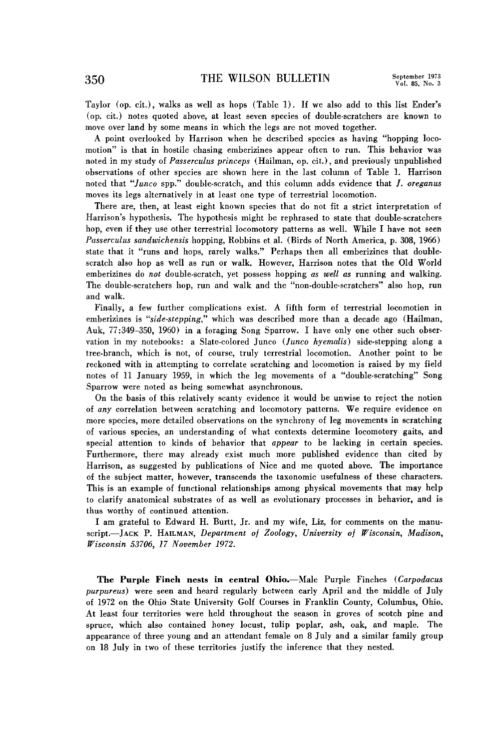Taylor (op. cit.), walks as well as hops (Table 1). If we also add to this list Ender's (op. cit.) notes quoted above, at least seven species of double-scratchers are known to move over land by some means in which the legs are not moved together.

A point overlooked by Harrison when he described species as having "hopping locomotion" is that in hostile chasing emberizines appear often to run. This behavior was noted in my study of *Passerculus princeps* (Hailman, op. cit.), and previously unpublished observations of other species are shown here in the last column of Table 1. Harrison noted that "*Junco* spp." double-scratch, and this column adds evidence that *J. oreganus* moves its legs alternatively in at least one type of terrestrial locomotion.

There are, then, at least eight known species that do not fit a strict interpretation of Harrison's hypothesis. The hypothesis might be rephrased to state that double-scratchers hop, even if they use other terrestrial locomotory patterns as well. While I have not seen *Passerculus sandwichensis* hopping, Robbins et al. (Birds of North America, p. 308, 1966) state that it "runs and hops, rarely walks." Perhaps then all emberizines that double-scratch also hop as well as run or walk. However, Harrison notes that the Old World emberizines do *not* double-scratch, yet possess hopping *as well as* running and walking. The double-scratchers hop, run and walk and the "non-double-scratchers" also hop, run and walk.

Finally, a few further complications exist. A fifth form of terrestrial locomotion in emberizines is "*side-stepping*," which was described more than a decade ago (Hailman, Auk, 77:349–350, 1960) in a foraging Song Sparrow. I have only one other such observation in my notebooks: a Slate-colored Junco (*Junco hyemalis*) side-stepping along a tree-branch, which is not, of course, truly terrestrial locomotion. Another point to be reckoned with in attempting to correlate scratching and locomotion is raised by my field notes of 11 January 1959, in which the leg movements of a "double-scratching" Song Sparrow were noted as being somewhat asynchronous.

On the basis of this relatively scanty evidence it would be unwise to reject the notion of *any* correlation between scratching and locomotory patterns. We require evidence on more species, more detailed observations on the synchrony of leg movements in scratching of various species, an understanding of what contexts determine locomotory gaits, and special attention to kinds of behavior that *appear* to be lacking in certain species. Furthermore, there may already exist much more published evidence than cited by Harrison, as suggested by publications of Nice and me quoted above. The importance of the subject matter, however, transcends the taxonomic usefulness of these characters. This is an example of functional relationships among physical movements that may help to clarify anatomical substrates of as well as evolutionary processes in behavior, and is thus worthy of continued attention.

I am grateful to Edward H. Burtt, Jr. and my wife, Liz, for comments on the manuscript.—Jack P. Hailman, *Department of Zoology, University of Wisconsin, Madison, Wisconsin 53706, 17 November 1972.*

**The Purple Finch nests in central Ohio.**—Male Purple Finches (*Carpodacus purpureus*) were seen and heard regularly between early April and the middle of July of 1972 on the Ohio State University Golf Courses in Franklin County, Columbus, Ohio. At least four territories were held throughout the season in groves of scotch pine and spruce, which also contained honey locust, tulip poplar, ash, oak, and maple. The appearance of three young and an attendant female on 8 July and a similar family group on 18 July in two of these territories justify the inference that they nested.